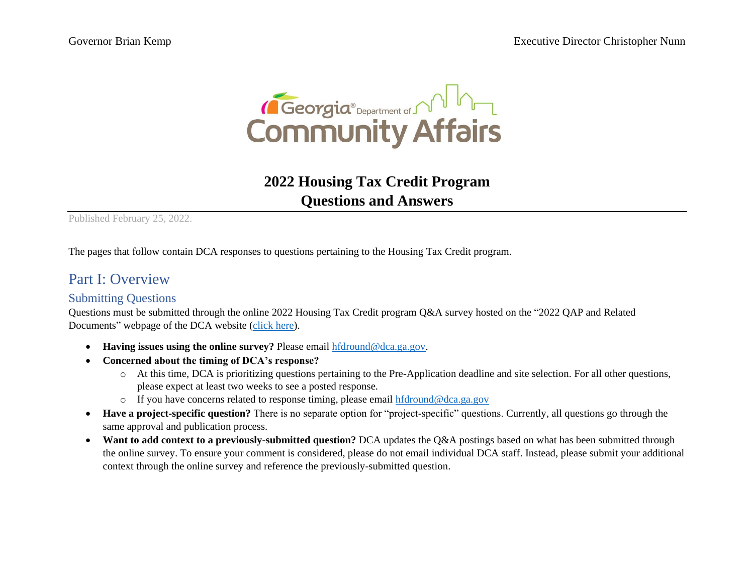Governor Brian Kemp

Executive Director Christopher Nunn

# 2022 Housing Tax Credit Program Questions and Answers

Published February 25, 2022.

The pages that follow contain DCA responses to questions pertaining to the Housing Tax Credit program.

## Part I: Overview

### Submitting Questions

Questions must be submitted through the online 2022 Housing Tax Credit program Q&A survey hosted on the "2022 QAP and Related Documents" webpage of the DCA website (click here).

- **Having issues using the online survey?** Please email hfdround@dca.ga.gov.
- **Concerned about the timing of DCA's response?**
  - At this time, DCA is prioritizing questions pertaining to the Pre-Application deadline and site selection. For all other questions, please expect at least two weeks to see a posted response.
  - If you have concerns related to response timing, please email hfdround@dca.ga.gov
- **Have a project-specific question?** There is no separate option for "project-specific" questions. Currently, all questions go through the same approval and publication process.
- **Want to add context to a previously-submitted question?** DCA updates the Q&A postings based on what has been submitted through the online survey. To ensure your comment is considered, please do not email individual DCA staff. Instead, please submit your additional context through the online survey and reference the previously-submitted question.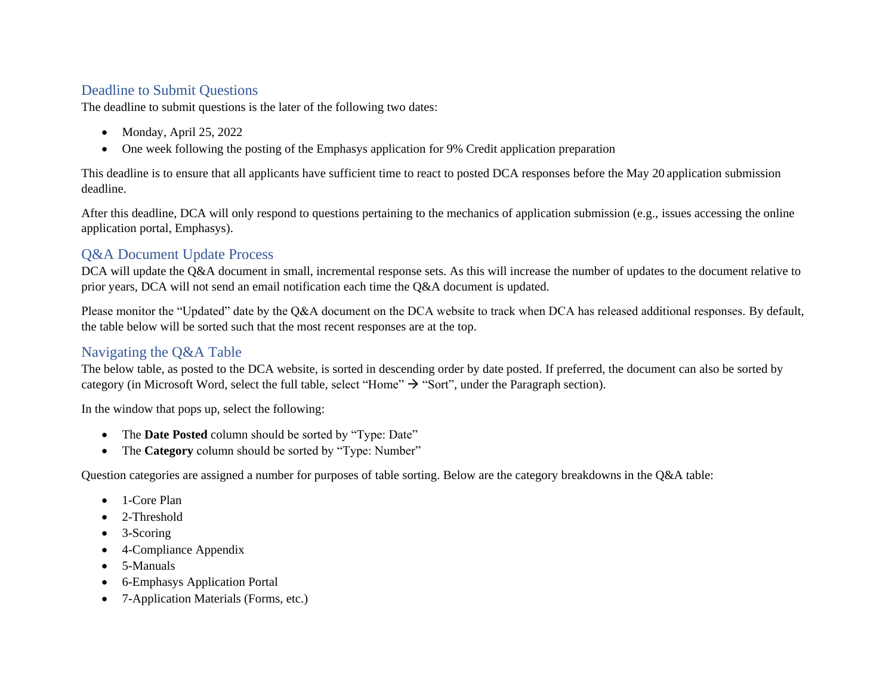## Deadline to Submit Questions

The deadline to submit questions is the later of the following two dates:

- Monday, April 25, 2022
- One week following the posting of the Emphasys application for 9% Credit application preparation

This deadline is to ensure that all applicants have sufficient time to react to posted DCA responses before the May 20 application submission deadline.

After this deadline, DCA will only respond to questions pertaining to the mechanics of application submission (e.g., issues accessing the online application portal, Emphasys).

## Q&A Document Update Process

DCA will update the Q&A document in small, incremental response sets. As this will increase the number of updates to the document relative to prior years, DCA will not send an email notification each time the Q&A document is updated.

Please monitor the "Updated" date by the Q&A document on the DCA website to track when DCA has released additional responses. By default, the table below will be sorted such that the most recent responses are at the top.

## Navigating the Q&A Table

The below table, as posted to the DCA website, is sorted in descending order by date posted. If preferred, the document can also be sorted by category (in Microsoft Word, select the full table, select "Home" → "Sort", under the Paragraph section).

In the window that pops up, select the following:

- The **Date Posted** column should be sorted by "Type: Date"
- The **Category** column should be sorted by "Type: Number"

Question categories are assigned a number for purposes of table sorting. Below are the category breakdowns in the Q&A table:

- 1-Core Plan
- 2-Threshold
- 3-Scoring
- 4-Compliance Appendix
- 5-Manuals
- 6-Emphasys Application Portal
- 7-Application Materials (Forms, etc.)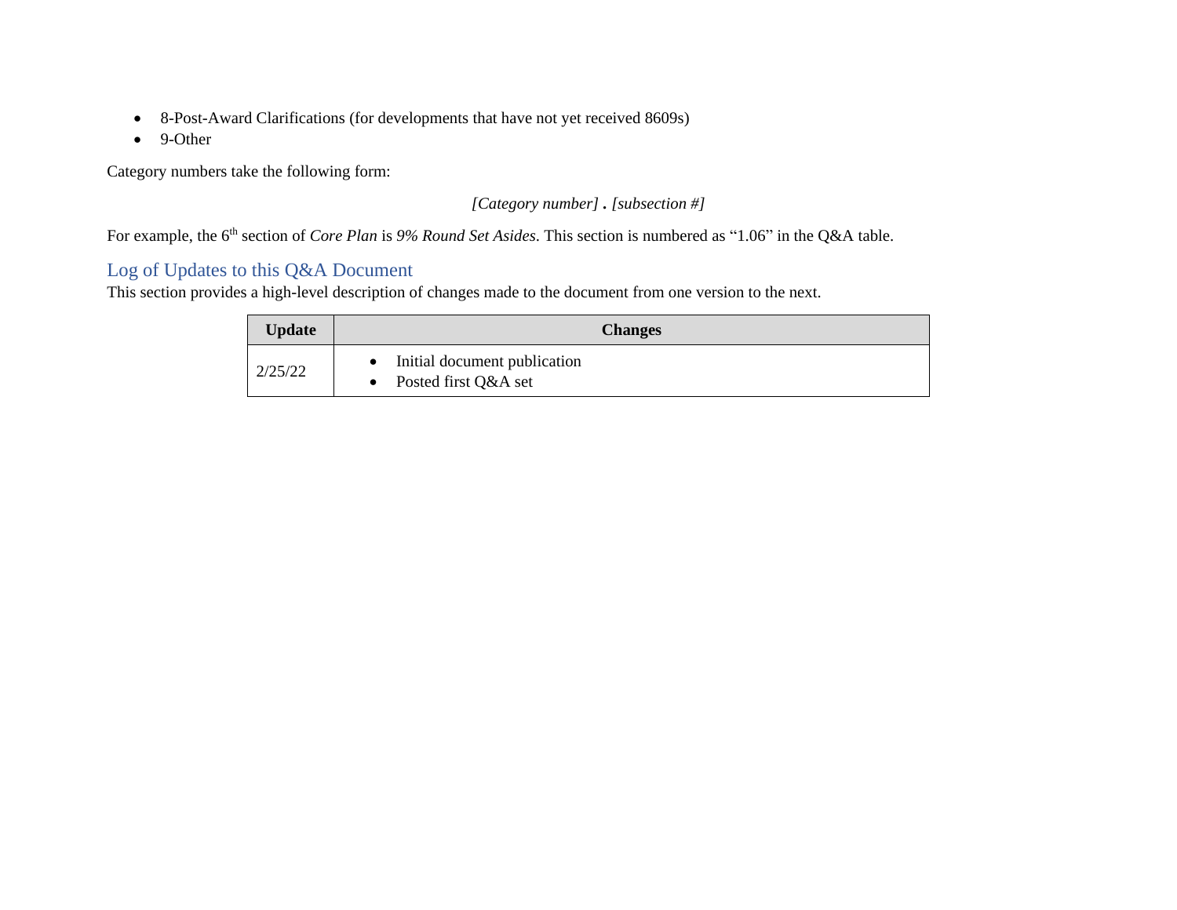- 8-Post-Award Clarifications (for developments that have not yet received 8609s)
- 9-Other

Category numbers take the following form:

*[Category number]* **.** *[subsection #]*

For example, the 6th section of *Core Plan* is *9% Round Set Asides*. This section is numbered as "1.06" in the Q&A table.

## Log of Updates to this Q&A Document

This section provides a high-level description of changes made to the document from one version to the next.

| Update | Changes |
|---|---|
| 2/25/22 | • Initial document publication<br>• Posted first Q&A set |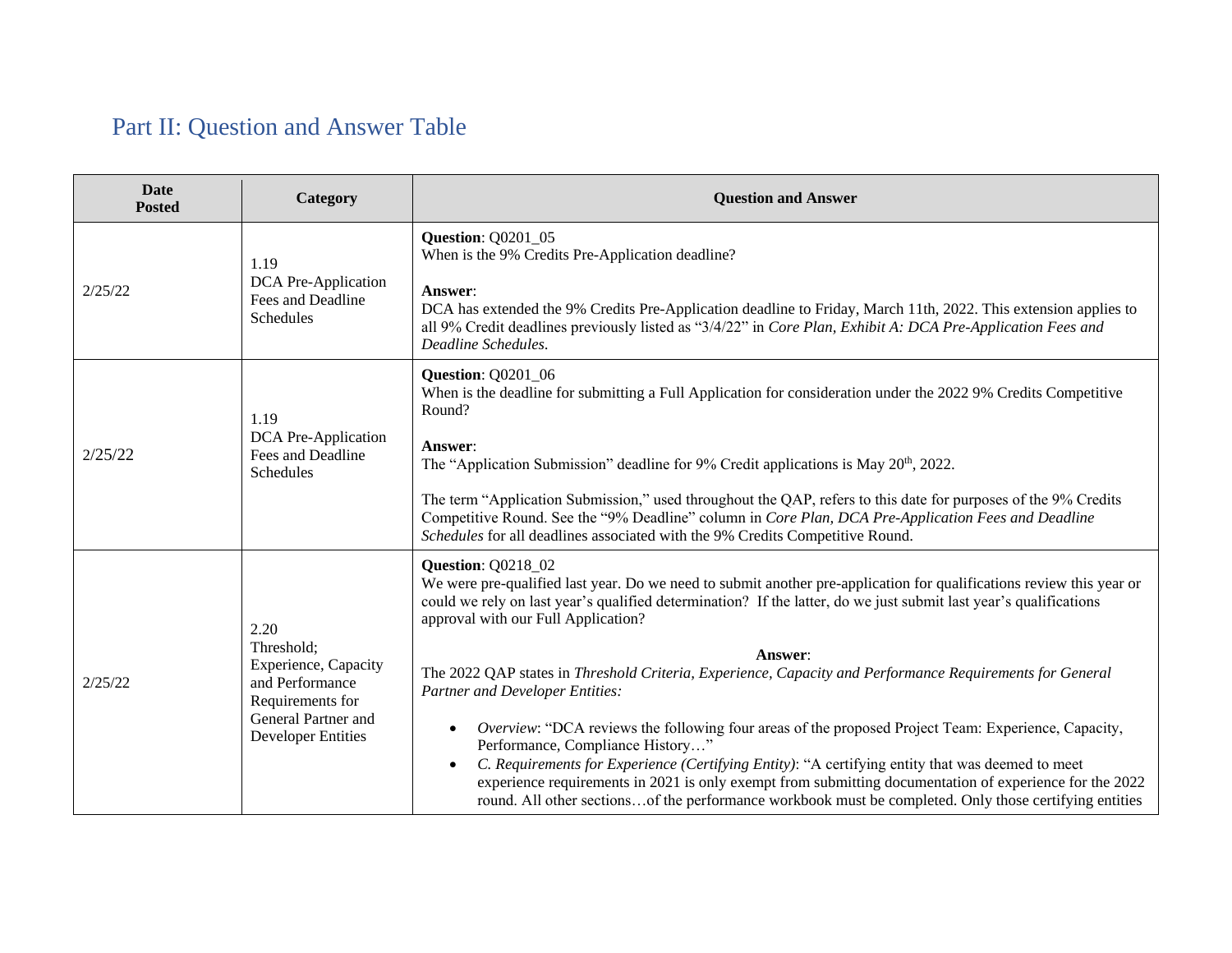## Part II: Question and Answer Table

| Date Posted | Category | Question and Answer |
|---|---|---|
| 2/25/22 | 1.19 DCA Pre-Application Fees and Deadline Schedules | **Question**: Q0201_05<br>When is the 9% Credits Pre-Application deadline?<br><br>**Answer**:<br>DCA has extended the 9% Credits Pre-Application deadline to Friday, March 11th, 2022. This extension applies to all 9% Credit deadlines previously listed as "3/4/22" in *Core Plan, Exhibit A: DCA Pre-Application Fees and Deadline Schedules*. |
| 2/25/22 | 1.19 DCA Pre-Application Fees and Deadline Schedules | **Question**: Q0201_06<br>When is the deadline for submitting a Full Application for consideration under the 2022 9% Credits Competitive Round?<br><br>**Answer**:<br>The "Application Submission" deadline for 9% Credit applications is May 20th, 2022.<br><br>The term "Application Submission," used throughout the QAP, refers to this date for purposes of the 9% Credits Competitive Round. See the "9% Deadline" column in *Core Plan, DCA Pre-Application Fees and Deadline Schedules* for all deadlines associated with the 9% Credits Competitive Round. |
| 2/25/22 | 2.20 Threshold; Experience, Capacity and Performance Requirements for General Partner and Developer Entities | **Question**: Q0218_02<br>We were pre-qualified last year. Do we need to submit another pre-application for qualifications review this year or could we rely on last year's qualified determination? If the latter, do we just submit last year's qualifications approval with our Full Application?<br><br>**Answer**:<br>The 2022 QAP states in *Threshold Criteria, Experience, Capacity and Performance Requirements for General Partner and Developer Entities:*<br><br>• *Overview*: "DCA reviews the following four areas of the proposed Project Team: Experience, Capacity, Performance, Compliance History…"<br>• *C. Requirements for Experience (Certifying Entity)*: "A certifying entity that was deemed to meet experience requirements in 2021 is only exempt from submitting documentation of experience for the 2022 round. All other sections…of the performance workbook must be completed. Only those certifying entities |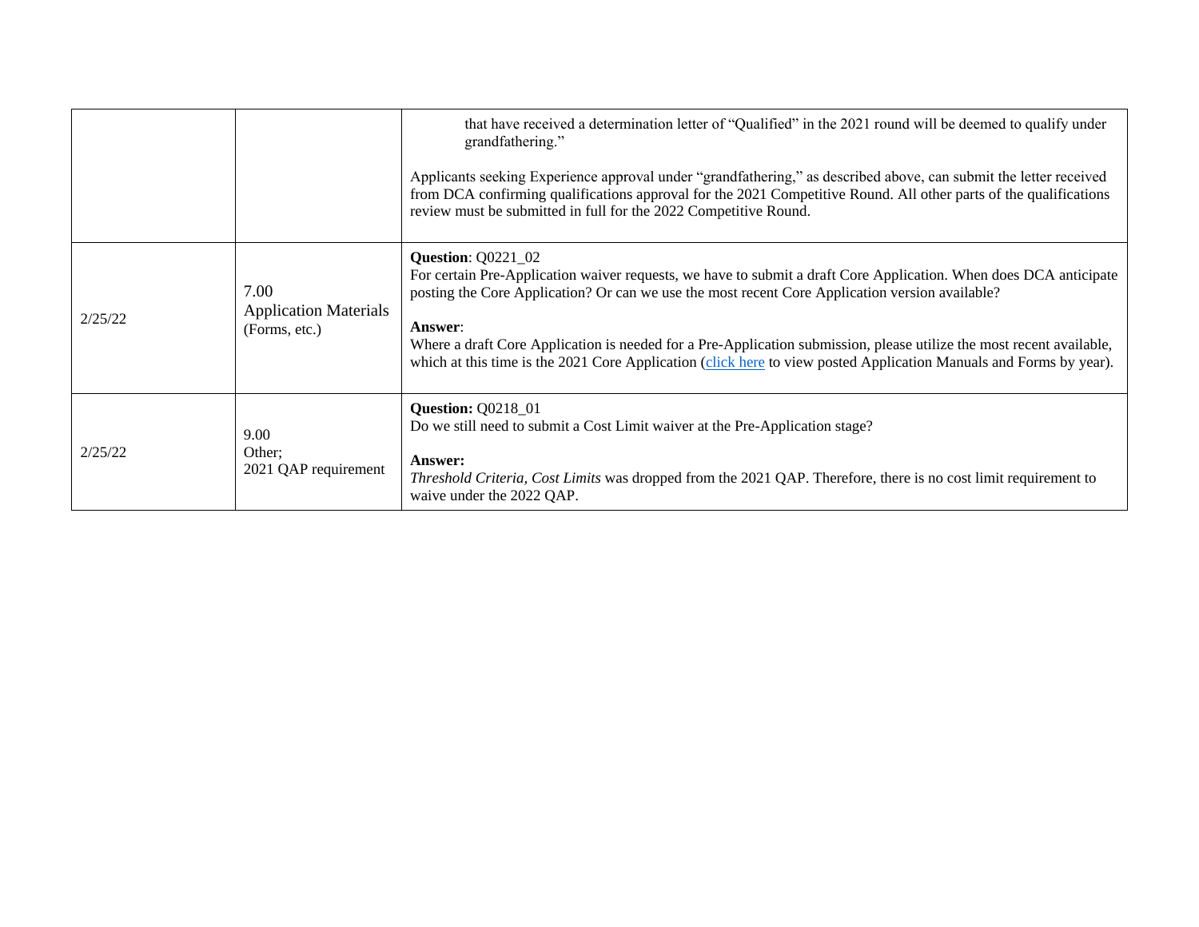| | | |
|---|---|---|
| | | that have received a determination letter of "Qualified" in the 2021 round will be deemed to qualify under grandfathering."<br><br>Applicants seeking Experience approval under "grandfathering," as described above, can submit the letter received from DCA confirming qualifications approval for the 2021 Competitive Round. All other parts of the qualifications review must be submitted in full for the 2022 Competitive Round. |
| 2/25/22 | 7.00<br>Application Materials (Forms, etc.) | **Question**: Q0221_02<br>For certain Pre-Application waiver requests, we have to submit a draft Core Application. When does DCA anticipate posting the Core Application? Or can we use the most recent Core Application version available?<br><br>**Answer**:<br>Where a draft Core Application is needed for a Pre-Application submission, please utilize the most recent available, which at this time is the 2021 Core Application (click here to view posted Application Manuals and Forms by year). |
| 2/25/22 | 9.00<br>Other;<br>2021 QAP requirement | **Question:** Q0218_01<br>Do we still need to submit a Cost Limit waiver at the Pre-Application stage?<br><br>**Answer:**<br>*Threshold Criteria, Cost Limits* was dropped from the 2021 QAP. Therefore, there is no cost limit requirement to waive under the 2022 QAP. |